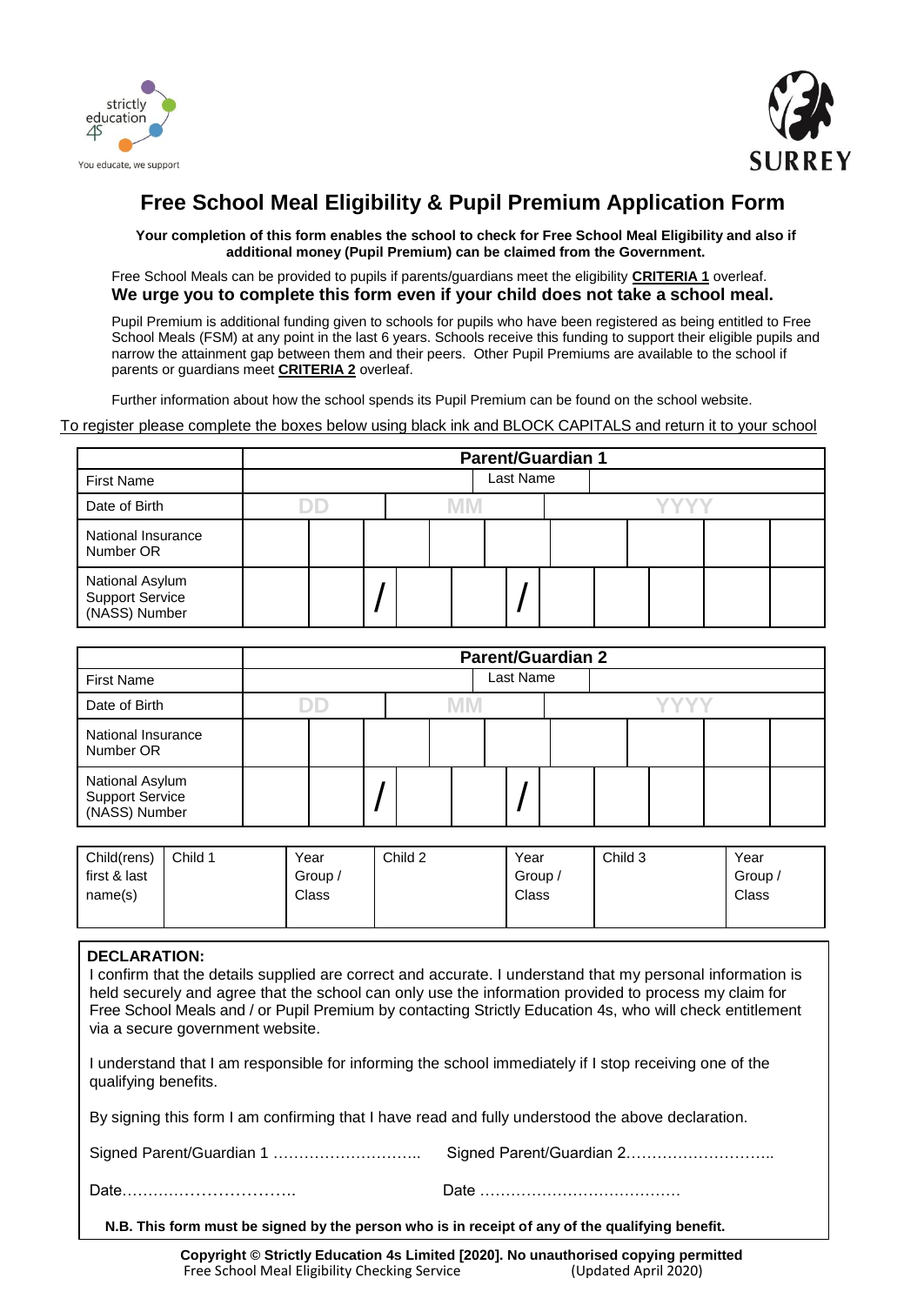strictly education 4S

You educate, we support

SURREY

# Free School Meal Eligibility & Pupil Premium Application Form

**Your completion of this form enables the school to check for Free School Meal Eligibility and also if additional money (Pupil Premium) can be claimed from the Government.**

Free School Meals can be provided to pupils if parents/guardians meet the eligibility **CRITERIA 1** overleaf.

**We urge you to complete this form even if your child does not take a school meal.**

Pupil Premium is additional funding given to schools for pupils who have been registered as being entitled to Free School Meals (FSM) at any point in the last 6 years. Schools receive this funding to support their eligible pupils and narrow the attainment gap between them and their peers. Other Pupil Premiums are available to the school if parents or guardians meet **CRITERIA 2** overleaf.

Further information about how the school spends its Pupil Premium can be found on the school website.

To register please complete the boxes below using black ink and BLOCK CAPITALS and return it to your school

| | **Parent/Guardian 1** | | | | | | | | | |
|---|---|---|---|---|---|---|---|---|---|---|
| First Name | | | | | Last Name | | | | | |
| Date of Birth | DD | | MM | | | YYYY | | | | |
| National Insurance Number OR | | | | | | | | | | |
| National Asylum Support Service (NASS) Number | | / | | | / | | | | | |

| | **Parent/Guardian 2** | | | | | | | | | |
|---|---|---|---|---|---|---|---|---|---|---|
| First Name | | | | | Last Name | | | | | |
| Date of Birth | DD | | MM | | | YYYY | | | | |
| National Insurance Number OR | | | | | | | | | | |
| National Asylum Support Service (NASS) Number | | / | | | / | | | | | |

| Child(rens) first & last name(s) | Child 1 | Year Group / Class | Child 2 | Year Group / Class | Child 3 | Year Group / Class |
|---|---|---|---|---|---|---|
| | | | | | | |

**DECLARATION:**

I confirm that the details supplied are correct and accurate. I understand that my personal information is held securely and agree that the school can only use the information provided to process my claim for Free School Meals and / or Pupil Premium by contacting Strictly Education 4s, who will check entitlement via a secure government website.

I understand that I am responsible for informing the school immediately if I stop receiving one of the qualifying benefits.

By signing this form I am confirming that I have read and fully understood the above declaration.

Signed Parent/Guardian 1 ……………………….. Signed Parent/Guardian 2………………………..

Date………………………….. Date …………………………………

**N.B. This form must be signed by the person who is in receipt of any of the qualifying benefit.**

**Copyright © Strictly Education 4s Limited [2020]. No unauthorised copying permitted**
Free School Meal Eligibility Checking Service (Updated April 2020)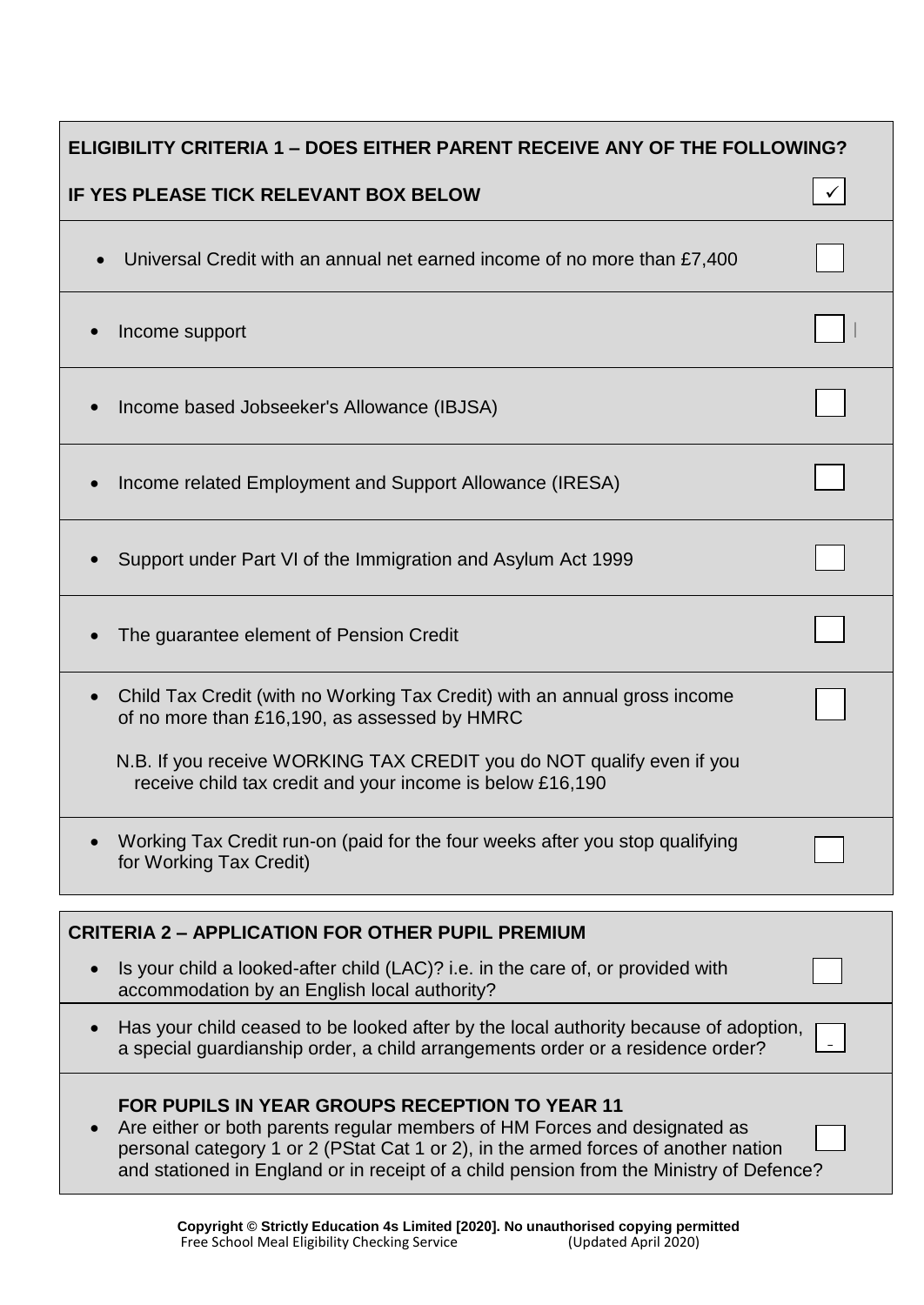| ELIGIBILITY CRITERIA 1 – DOES EITHER PARENT RECEIVE ANY OF THE FOLLOWING? IF YES PLEASE TICK RELEVANT BOX BELOW | ✓ |
| --- | --- |
| • Universal Credit with an annual net earned income of no more than £7,400 | ☐ |
| • Income support | ☐ |
| • Income based Jobseeker's Allowance (IBJSA) | ☐ |
| • Income related Employment and Support Allowance (IRESA) | ☐ |
| • Support under Part VI of the Immigration and Asylum Act 1999 | ☐ |
| • The guarantee element of Pension Credit | ☐ |
| • Child Tax Credit (with no Working Tax Credit) with an annual gross income of no more than £16,190, as assessed by HMRC<br><br>N.B. If you receive WORKING TAX CREDIT you do NOT qualify even if you receive child tax credit and your income is below £16,190 | ☐ |
| • Working Tax Credit run-on (paid for the four weeks after you stop qualifying for Working Tax Credit) | ☐ |

| CRITERIA 2 – APPLICATION FOR OTHER PUPIL PREMIUM | |
| --- | --- |
| • Is your child a looked-after child (LAC)? i.e. in the care of, or provided with accommodation by an English local authority? | ☐ |
| • Has your child ceased to be looked after by the local authority because of adoption, a special guardianship order, a child arrangements order or a residence order? | ☐ |
| **FOR PUPILS IN YEAR GROUPS RECEPTION TO YEAR 11**<br>• Are either or both parents regular members of HM Forces and designated as personal category 1 or 2 (PStat Cat 1 or 2), in the armed forces of another nation and stationed in England or in receipt of a child pension from the Ministry of Defence? | ☐ |

**Copyright © Strictly Education 4s Limited [2020]. No unauthorised copying permitted**
Free School Meal Eligibility Checking Service (Updated April 2020)